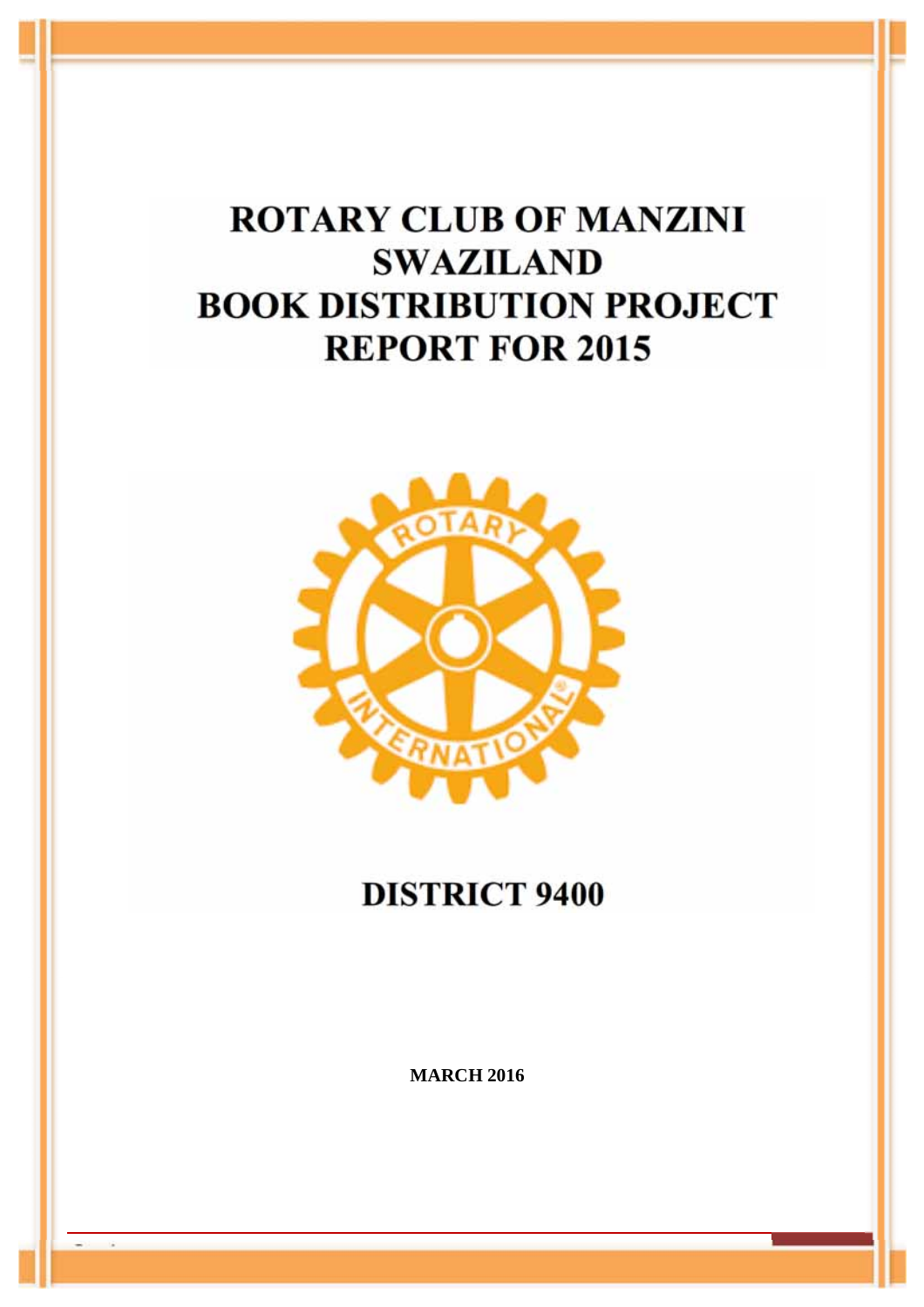# ROTARY CLUB OF MANZINI SWAZILAND BOOK DISTRIBUTION PROJECT REPORT FOR 2015

## DISTRICT 9400

**MARCH 2016**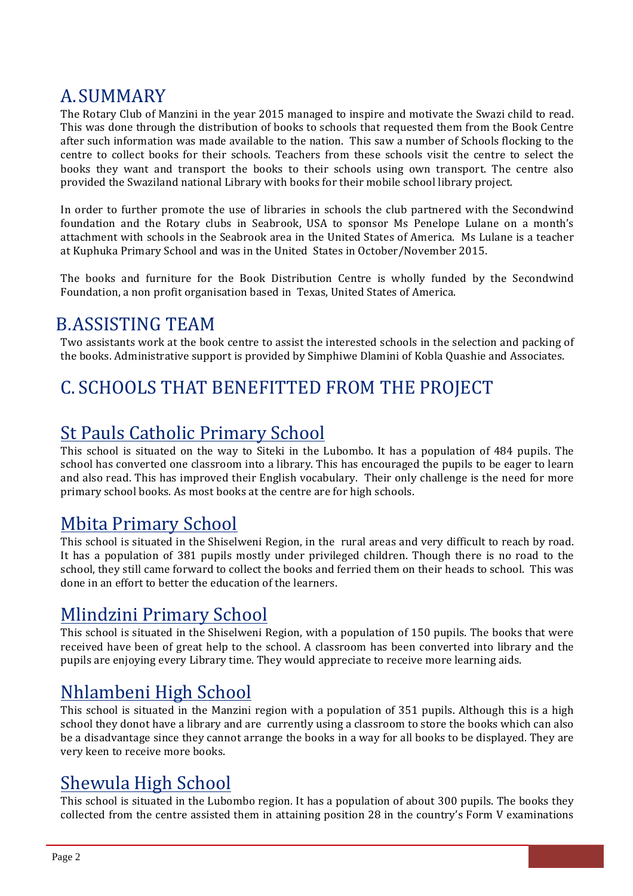## A. SUMMARY

The Rotary Club of Manzini in the year 2015 managed to inspire and motivate the Swazi child to read. This was done through the distribution of books to schools that requested them from the Book Centre after such information was made available to the nation. This saw a number of Schools flocking to the centre to collect books for their schools. Teachers from these schools visit the centre to select the books they want and transport the books to their schools using own transport. The centre also provided the Swaziland national Library with books for their mobile school library project.

In order to further promote the use of libraries in schools the club partnered with the Secondwind foundation and the Rotary clubs in Seabrook, USA to sponsor Ms Penelope Lulane on a month's attachment with schools in the Seabrook area in the United States of America. Ms Lulane is a teacher at Kuphuka Primary School and was in the United States in October/November 2015.

The books and furniture for the Book Distribution Centre is wholly funded by the Secondwind Foundation, a non profit organisation based in Texas, United States of America.

## B. ASSISTING TEAM

Two assistants work at the book centre to assist the interested schools in the selection and packing of the books. Administrative support is provided by Simphiwe Dlamini of Kobla Quashie and Associates.

## C. SCHOOLS THAT BENEFITTED FROM THE PROJECT

### St Pauls Catholic Primary School

This school is situated on the way to Siteki in the Lubombo. It has a population of 484 pupils. The school has converted one classroom into a library. This has encouraged the pupils to be eager to learn and also read. This has improved their English vocabulary. Their only challenge is the need for more primary school books. As most books at the centre are for high schools.

### Mbita Primary School

This school is situated in the Shiselweni Region, in the rural areas and very difficult to reach by road. It has a population of 381 pupils mostly under privileged children. Though there is no road to the school, they still came forward to collect the books and ferried them on their heads to school. This was done in an effort to better the education of the learners.

### Mlindzini Primary School

This school is situated in the Shiselweni Region, with a population of 150 pupils. The books that were received have been of great help to the school. A classroom has been converted into library and the pupils are enjoying every Library time. They would appreciate to receive more learning aids.

### Nhlambeni High School

This school is situated in the Manzini region with a population of 351 pupils. Although this is a high school they donot have a library and are currently using a classroom to store the books which can also be a disadvantage since they cannot arrange the books in a way for all books to be displayed. They are very keen to receive more books.

### Shewula High School

This school is situated in the Lubombo region. It has a population of about 300 pupils. The books they collected from the centre assisted them in attaining position 28 in the country's Form V examinations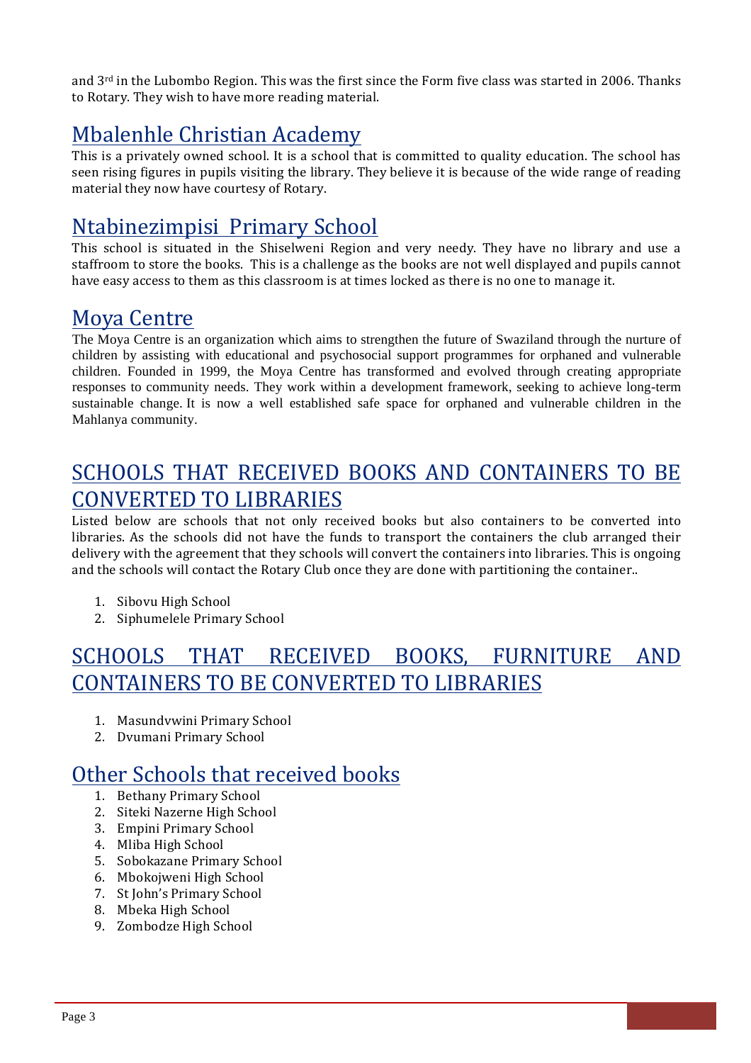and 3rd in the Lubombo Region. This was the first since the Form five class was started in 2006. Thanks to Rotary. They wish to have more reading material.

## Mbalenhle Christian Academy

This is a privately owned school. It is a school that is committed to quality education. The school has seen rising figures in pupils visiting the library. They believe it is because of the wide range of reading material they now have courtesy of Rotary.

## Ntabinezimpisi Primary School

This school is situated in the Shiselweni Region and very needy. They have no library and use a staffroom to store the books. This is a challenge as the books are not well displayed and pupils cannot have easy access to them as this classroom is at times locked as there is no one to manage it.

## Moya Centre

The Moya Centre is an organization which aims to strengthen the future of Swaziland through the nurture of children by assisting with educational and psychosocial support programmes for orphaned and vulnerable children. Founded in 1999, the Moya Centre has transformed and evolved through creating appropriate responses to community needs. They work within a development framework, seeking to achieve long-term sustainable change. It is now a well established safe space for orphaned and vulnerable children in the Mahlanya community.

## SCHOOLS THAT RECEIVED BOOKS AND CONTAINERS TO BE CONVERTED TO LIBRARIES

Listed below are schools that not only received books but also containers to be converted into libraries. As the schools did not have the funds to transport the containers the club arranged their delivery with the agreement that they schools will convert the containers into libraries. This is ongoing and the schools will contact the Rotary Club once they are done with partitioning the container..

1. Sibovu High School
2. Siphumelele Primary School

## SCHOOLS THAT RECEIVED BOOKS, FURNITURE AND CONTAINERS TO BE CONVERTED TO LIBRARIES

1. Masundvwini Primary School
2. Dvumani Primary School

## Other Schools that received books

1. Bethany Primary School
2. Siteki Nazerne High School
3. Empini Primary School
4. Mliba High School
5. Sobokazane Primary School
6. Mbokojweni High School
7. St John's Primary School
8. Mbeka High School
9. Zombodze High School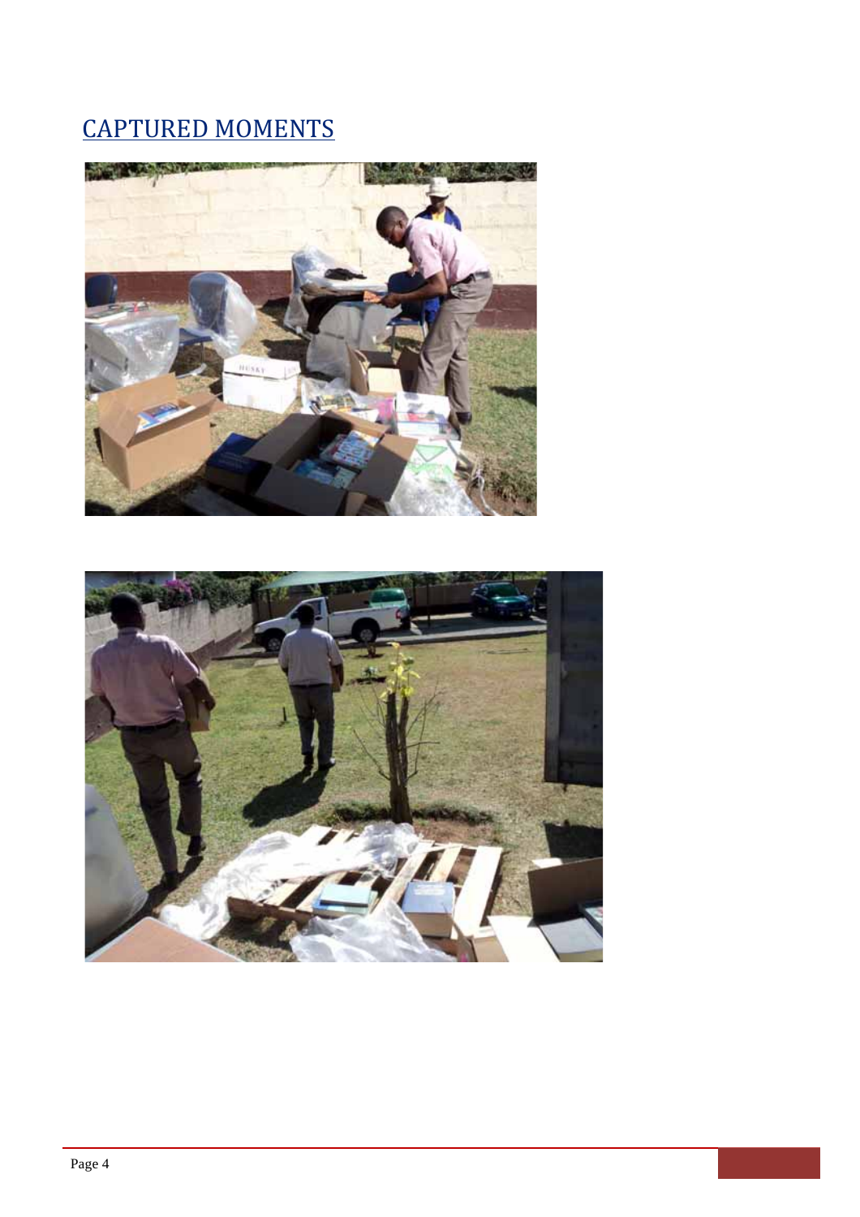## CAPTURED MOMENTS